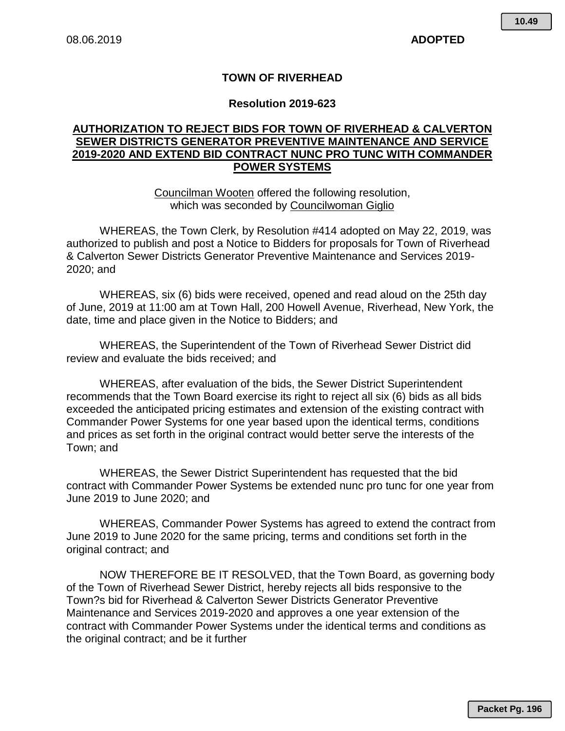08.06.2019 **ADOPTED**

**TOWN OF RIVERHEAD**

**Resolution 2019-623**

**AUTHORIZATION TO REJECT BIDS FOR TOWN OF RIVERHEAD & CALVERTON SEWER DISTRICTS GENERATOR PREVENTIVE MAINTENANCE AND SERVICE 2019-2020 AND EXTEND BID CONTRACT NUNC PRO TUNC WITH COMMANDER POWER SYSTEMS**

Councilman Wooten offered the following resolution, which was seconded by Councilwoman Giglio

WHEREAS, the Town Clerk, by Resolution #414 adopted on May 22, 2019, was authorized to publish and post a Notice to Bidders for proposals for Town of Riverhead & Calverton Sewer Districts Generator Preventive Maintenance and Services 2019-2020; and

WHEREAS, six (6) bids were received, opened and read aloud on the 25th day of June, 2019 at 11:00 am at Town Hall, 200 Howell Avenue, Riverhead, New York, the date, time and place given in the Notice to Bidders; and

WHEREAS, the Superintendent of the Town of Riverhead Sewer District did review and evaluate the bids received; and

WHEREAS, after evaluation of the bids, the Sewer District Superintendent recommends that the Town Board exercise its right to reject all six (6) bids as all bids exceeded the anticipated pricing estimates and extension of the existing contract with Commander Power Systems for one year based upon the identical terms, conditions and prices as set forth in the original contract would better serve the interests of the Town; and

WHEREAS, the Sewer District Superintendent has requested that the bid contract with Commander Power Systems be extended nunc pro tunc for one year from June 2019 to June 2020; and

WHEREAS, Commander Power Systems has agreed to extend the contract from June 2019 to June 2020 for the same pricing, terms and conditions set forth in the original contract; and

NOW THEREFORE BE IT RESOLVED, that the Town Board, as governing body of the Town of Riverhead Sewer District, hereby rejects all bids responsive to the Town?s bid for Riverhead & Calverton Sewer Districts Generator Preventive Maintenance and Services 2019-2020 and approves a one year extension of the contract with Commander Power Systems under the identical terms and conditions as the original contract; and be it further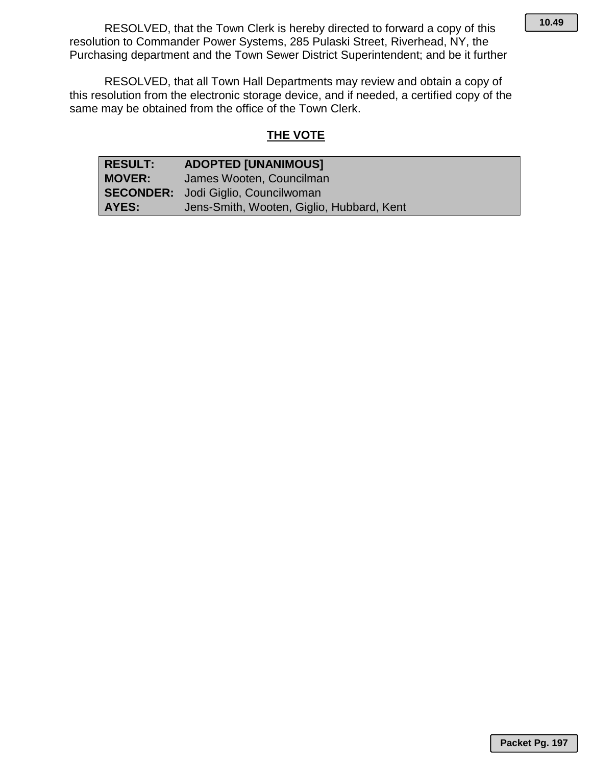RESOLVED, that the Town Clerk is hereby directed to forward a copy of this resolution to Commander Power Systems, 285 Pulaski Street, Riverhead, NY, the Purchasing department and the Town Sewer District Superintendent; and be it further

RESOLVED, that all Town Hall Departments may review and obtain a copy of this resolution from the electronic storage device, and if needed, a certified copy of the same may be obtained from the office of the Town Clerk.

**THE VOTE**

| | |
|---|---|
| **RESULT:** | **ADOPTED [UNANIMOUS]** |
| **MOVER:** | James Wooten, Councilman |
| **SECONDER:** | Jodi Giglio, Councilwoman |
| **AYES:** | Jens-Smith, Wooten, Giglio, Hubbard, Kent |